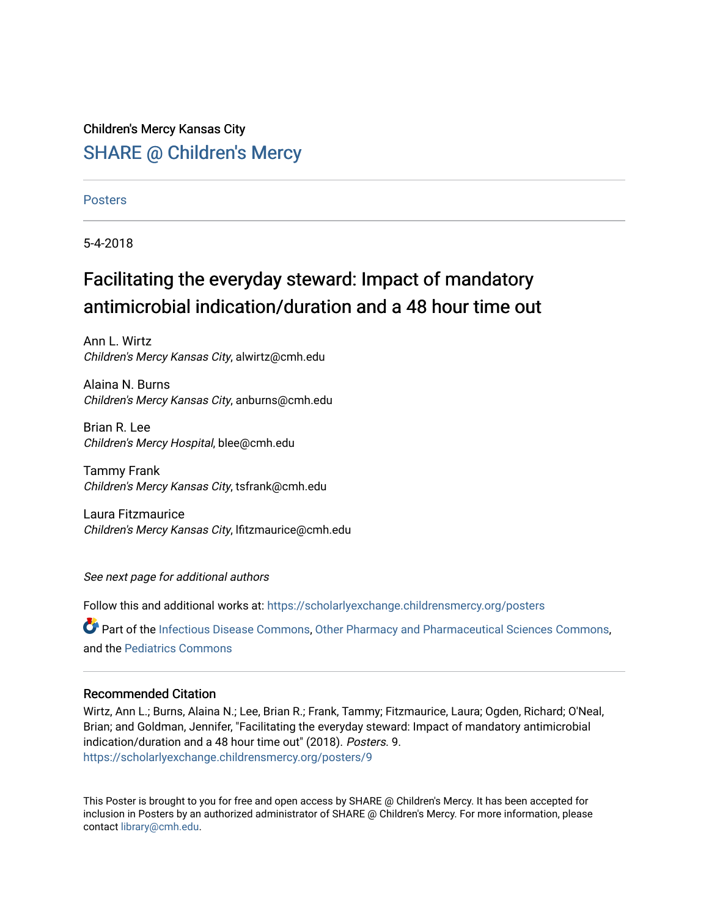Children's Mercy Kansas City

## SHARE @ Children's Mercy

Posters

5-4-2018

# Facilitating the everyday steward: Impact of mandatory antimicrobial indication/duration and a 48 hour time out

Ann L. Wirtz
*Children's Mercy Kansas City*, alwirtz@cmh.edu

Alaina N. Burns
*Children's Mercy Kansas City*, anburns@cmh.edu

Brian R. Lee
*Children's Mercy Hospital*, blee@cmh.edu

Tammy Frank
*Children's Mercy Kansas City*, tsfrank@cmh.edu

Laura Fitzmaurice
*Children's Mercy Kansas City*, lfitzmaurice@cmh.edu

*See next page for additional authors*

Follow this and additional works at: https://scholarlyexchange.childrensmercy.org/posters

Part of the Infectious Disease Commons, Other Pharmacy and Pharmaceutical Sciences Commons, and the Pediatrics Commons

### Recommended Citation

Wirtz, Ann L.; Burns, Alaina N.; Lee, Brian R.; Frank, Tammy; Fitzmaurice, Laura; Ogden, Richard; O'Neal, Brian; and Goldman, Jennifer, "Facilitating the everyday steward: Impact of mandatory antimicrobial indication/duration and a 48 hour time out" (2018). *Posters*. 9.
https://scholarlyexchange.childrensmercy.org/posters/9

This Poster is brought to you for free and open access by SHARE @ Children's Mercy. It has been accepted for inclusion in Posters by an authorized administrator of SHARE @ Children's Mercy. For more information, please contact library@cmh.edu.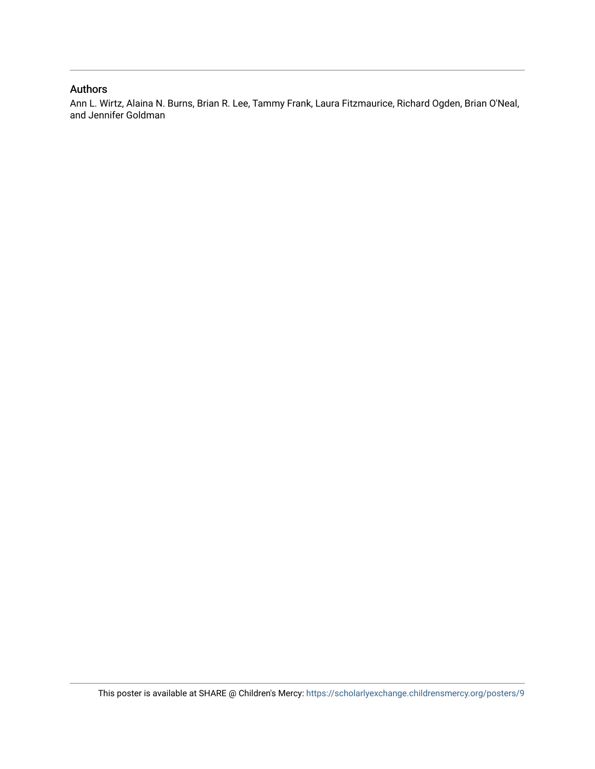## Authors

Ann L. Wirtz, Alaina N. Burns, Brian R. Lee, Tammy Frank, Laura Fitzmaurice, Richard Ogden, Brian O'Neal, and Jennifer Goldman

This poster is available at SHARE @ Children's Mercy: https://scholarlyexchange.childrensmercy.org/posters/9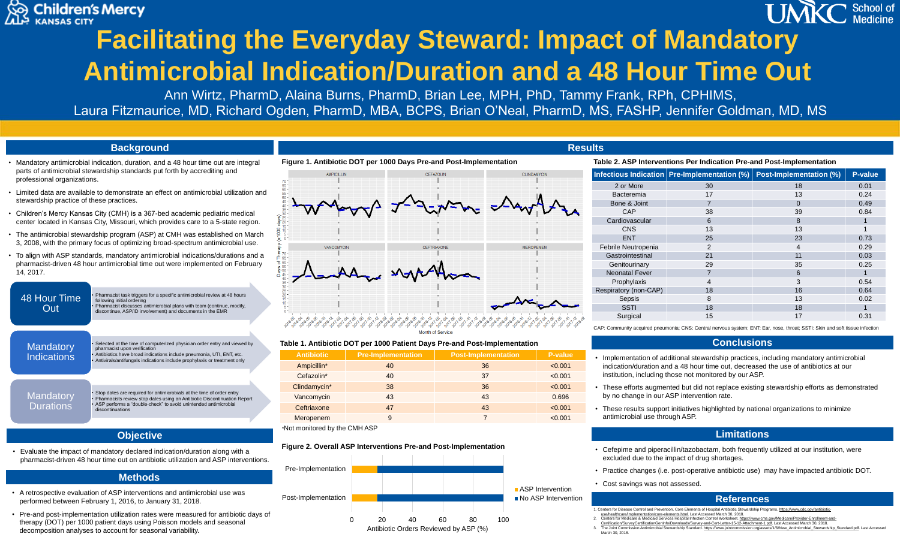# Facilitating the Everyday Steward: Impact of Mandatory Antimicrobial Indication/Duration and a 48 Hour Time Out

Ann Wirtz, PharmD, Alaina Burns, PharmD, Brian Lee, MPH, PhD, Tammy Frank, RPh, CPHIMS, Laura Fitzmaurice, MD, Richard Ogden, PharmD, MBA, BCPS, Brian O'Neal, PharmD, MS, FASHP, Jennifer Goldman, MD, MS

## Background

- Mandatory antimicrobial indication, duration, and a 48 hour time out are integral parts of antimicrobial stewardship standards put forth by accrediting and professional organizations.
- Limited data are available to demonstrate an effect on antimicrobial utilization and stewardship practice of these practices.
- Children's Mercy Kansas City (CMH) is a 367-bed academic pediatric medical center located in Kansas City, Missouri, which provides care to a 5-state region.
- The antimicrobial stewardship program (ASP) at CMH was established on March 3, 2008, with the primary focus of optimizing broad-spectrum antimicrobial use.
- To align with ASP standards, mandatory antimicrobial indications/durations and a pharmacist-driven 48 hour antimicrobial time out were implemented on February 14, 2017.

**48 Hour Time Out**
- Pharmacist task triggers for a specific antimicrobial review at 48 hours following initial ordering
- Pharmacist discusses antimicrobial plans with team (continue, modify, discontinue, ASP/ID involvement) and documents in the EMR

**Mandatory Indications**
- Selected at the time of computerized physician order entry and viewed by pharmacist upon verification
- Antibiotics have broad indications include pneumonia, UTI, ENT, etc.
- Antivirals/antifungals indications include prophylaxis or treatment only

**Mandatory Durations**
- Stop dates are required for antimicrobials at the time of order entry
- Pharmacists review stop dates using an Antibiotic Discontinuation Report
- ASP performs a "double-check" to avoid unintended antimicrobial discontinuations

## Objective

- Evaluate the impact of mandatory declared indication/duration along with a pharmacist-driven 48 hour time out on antibiotic utilization and ASP interventions.

## Methods

- A retrospective evaluation of ASP interventions and antimicrobial use was performed between February 1, 2016, to January 31, 2018.
- Pre-and post-implementation utilization rates were measured for antibiotic days of therapy (DOT) per 1000 patient days using Poisson models and seasonal decomposition analyses to account for seasonal variability.

## Results

**Figure 1. Antibiotic DOT per 1000 Days Pre-and Post-Implementation**

AMPICILLIN, CEFAZOLIN, CLINDAMYCIN, VANCOMYCIN, CEFTRIAXONE, MEROPENEM

Days of Therapy (x 1000 days)

Month of Service

**Table 1. Antibiotic DOT per 1000 Patient Days Pre-and Post-Implementation**

| Antibiotic | Pre-Implementation | Post-Implementation | P-value |
|---|---|---|---|
| Ampicillin* | 40 | 36 | <0.001 |
| Cefazolin* | 40 | 37 | <0.001 |
| Clindamycin* | 38 | 36 | <0.001 |
| Vancomycin | 43 | 43 | 0.696 |
| Ceftriaxone | 47 | 43 | <0.001 |
| Meropenem | 9 | 7 | <0.001 |

*Not monitored by the CMH ASP

**Figure 2. Overall ASP Interventions Pre-and Post-Implementation**

Pre-Implementation
Post-Implementation
ASP Intervention
No ASP Intervention
0 20 40 60 80 100
Antibiotic Orders Reviewed by ASP (%)

**Table 2. ASP Interventions Per Indication Pre-and Post-Implementation**

| Infectious Indication | Pre-Implementation (%) | Post-Implementation (%) | P-value |
|---|---|---|---|
| 2 or More | 30 | 18 | 0.01 |
| Bacteremia | 17 | 13 | 0.24 |
| Bone & Joint | 7 | 0 | 0.49 |
| CAP | 38 | 39 | 0.84 |
| Cardiovascular | 6 | 8 | 1 |
| CNS | 13 | 13 | 1 |
| ENT | 25 | 23 | 0.73 |
| Febrile Neutropenia | 2 | 4 | 0.29 |
| Gastrointestinal | 21 | 11 | 0.03 |
| Genitourinary | 29 | 35 | 0.25 |
| Neonatal Fever | 7 | 6 | 1 |
| Prophylaxis | 4 | 3 | 0.54 |
| Respiratory (non-CAP) | 18 | 16 | 0.64 |
| Sepsis | 8 | 13 | 0.02 |
| SSTI | 18 | 18 | 1 |
| Surgical | 15 | 17 | 0.31 |

CAP: Community acquired pneumonia; CNS: Central nervous system; ENT: Ear, nose, throat; SSTI: Skin and soft tissue infection

## Conclusions

- Implementation of additional stewardship practices, including mandatory antimicrobial indication/duration and a 48 hour time out, decreased the use of antibiotics at our institution, including those not monitored by our ASP.
- These efforts augmented but did not replace existing stewardship efforts as demonstrated by no change in our ASP intervention rate.
- These results support initiatives highlighted by national organizations to minimize antimicrobial use through ASP.

## Limitations

- Cefepime and piperacillin/tazobactam, both frequently utilized at our institution, were excluded due to the impact of drug shortages.
- Practice changes (i.e. post-operative antibiotic use) may have impacted antibiotic DOT.
- Cost savings was not assessed.

## References

1. Centers for Disease Control and Prevention. Core Elements of Hospital Antibiotic Stewardship Programs. https://www.cdc.gov/antibiotic-use/healthcare/implementation/core-elements.html. Last Accessed March 30, 2018.
2. Centers for Medicare & Medicaid Services Hospital Infection Control Worksheet. https://www.cms.gov/Medicare/Provider-Enrollment-and-Certification/SurveyCertificationGenInfo/Downloads/Survey-and-Cert-Letter-15-12-Attachment-1.pdf. Last Accessed March 30, 2018.
3. The Joint Commission Antimicrobial Stewardship Standard. https://www.jointcommission.org/assets/1/6/New_Antimicrobial_Stewardship_Standard.pdf. Last Accessed March 30, 2018.